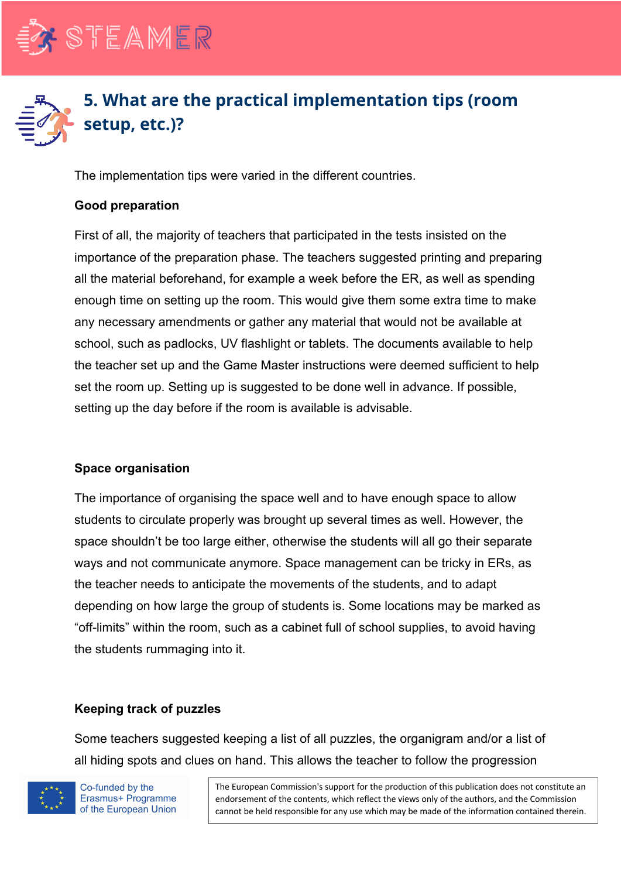## 5. What are the practical implementation tips (room setup, etc.)?

The implementation tips were varied in the different countries.

**Good preparation**

First of all, the majority of teachers that participated in the tests insisted on the importance of the preparation phase. The teachers suggested printing and preparing all the material beforehand, for example a week before the ER, as well as spending enough time on setting up the room. This would give them some extra time to make any necessary amendments or gather any material that would not be available at school, such as padlocks, UV flashlight or tablets. The documents available to help the teacher set up and the Game Master instructions were deemed sufficient to help set the room up. Setting up is suggested to be done well in advance. If possible, setting up the day before if the room is available is advisable.

**Space organisation**

The importance of organising the space well and to have enough space to allow students to circulate properly was brought up several times as well. However, the space shouldn't be too large either, otherwise the students will all go their separate ways and not communicate anymore. Space management can be tricky in ERs, as the teacher needs to anticipate the movements of the students, and to adapt depending on how large the group of students is. Some locations may be marked as "off-limits" within the room, such as a cabinet full of school supplies, to avoid having the students rummaging into it.

**Keeping track of puzzles**

Some teachers suggested keeping a list of all puzzles, the organigram and/or a list of all hiding spots and clues on hand. This allows the teacher to follow the progression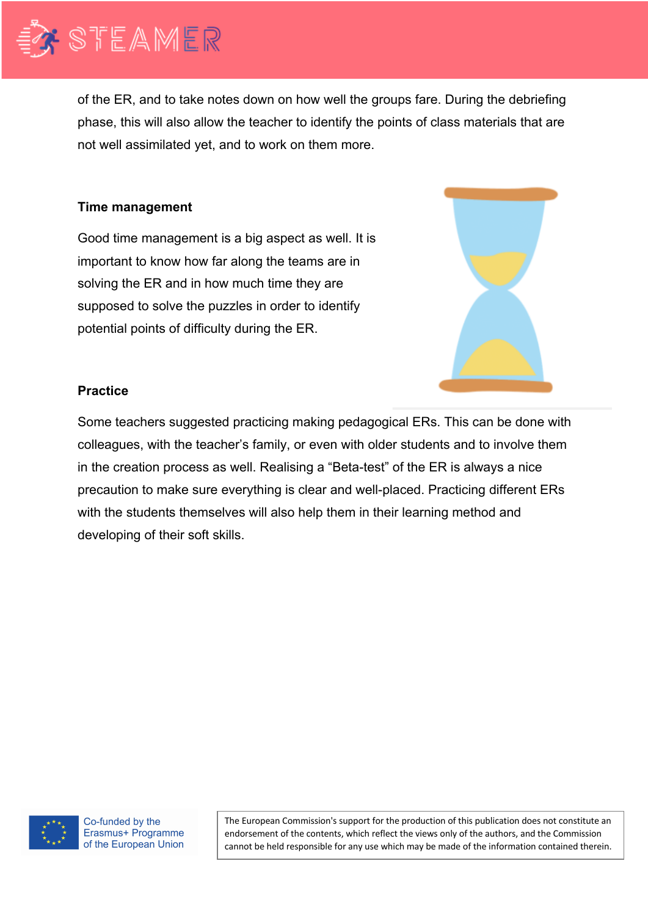of the ER, and to take notes down on how well the groups fare. During the debriefing phase, this will also allow the teacher to identify the points of class materials that are not well assimilated yet, and to work on them more.

**Time management**

Good time management is a big aspect as well. It is important to know how far along the teams are in solving the ER and in how much time they are supposed to solve the puzzles in order to identify potential points of difficulty during the ER.

**Practice**

Some teachers suggested practicing making pedagogical ERs. This can be done with colleagues, with the teacher's family, or even with older students and to involve them in the creation process as well. Realising a "Beta-test" of the ER is always a nice precaution to make sure everything is clear and well-placed. Practicing different ERs with the students themselves will also help them in their learning method and developing of their soft skills.